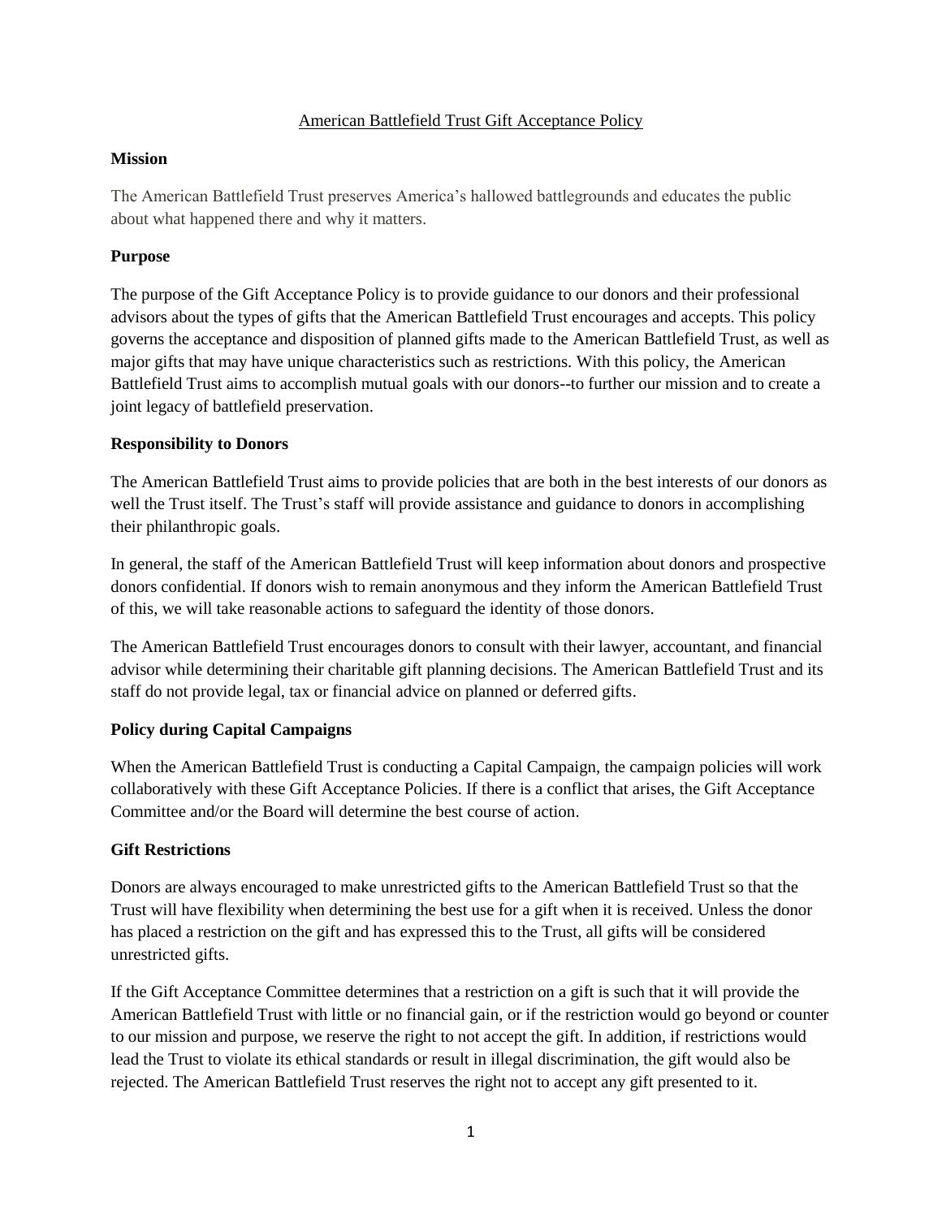# American Battlefield Trust Gift Acceptance Policy

## Mission

The American Battlefield Trust preserves America's hallowed battlegrounds and educates the public about what happened there and why it matters.

## Purpose

The purpose of the Gift Acceptance Policy is to provide guidance to our donors and their professional advisors about the types of gifts that the American Battlefield Trust encourages and accepts. This policy governs the acceptance and disposition of planned gifts made to the American Battlefield Trust, as well as major gifts that may have unique characteristics such as restrictions. With this policy, the American Battlefield Trust aims to accomplish mutual goals with our donors--to further our mission and to create a joint legacy of battlefield preservation.

## Responsibility to Donors

The American Battlefield Trust aims to provide policies that are both in the best interests of our donors as well the Trust itself. The Trust's staff will provide assistance and guidance to donors in accomplishing their philanthropic goals.

In general, the staff of the American Battlefield Trust will keep information about donors and prospective donors confidential. If donors wish to remain anonymous and they inform the American Battlefield Trust of this, we will take reasonable actions to safeguard the identity of those donors.

The American Battlefield Trust encourages donors to consult with their lawyer, accountant, and financial advisor while determining their charitable gift planning decisions. The American Battlefield Trust and its staff do not provide legal, tax or financial advice on planned or deferred gifts.

## Policy during Capital Campaigns

When the American Battlefield Trust is conducting a Capital Campaign, the campaign policies will work collaboratively with these Gift Acceptance Policies. If there is a conflict that arises, the Gift Acceptance Committee and/or the Board will determine the best course of action.

## Gift Restrictions

Donors are always encouraged to make unrestricted gifts to the American Battlefield Trust so that the Trust will have flexibility when determining the best use for a gift when it is received. Unless the donor has placed a restriction on the gift and has expressed this to the Trust, all gifts will be considered unrestricted gifts.

If the Gift Acceptance Committee determines that a restriction on a gift is such that it will provide the American Battlefield Trust with little or no financial gain, or if the restriction would go beyond or counter to our mission and purpose, we reserve the right to not accept the gift. In addition, if restrictions would lead the Trust to violate its ethical standards or result in illegal discrimination, the gift would also be rejected. The American Battlefield Trust reserves the right not to accept any gift presented to it.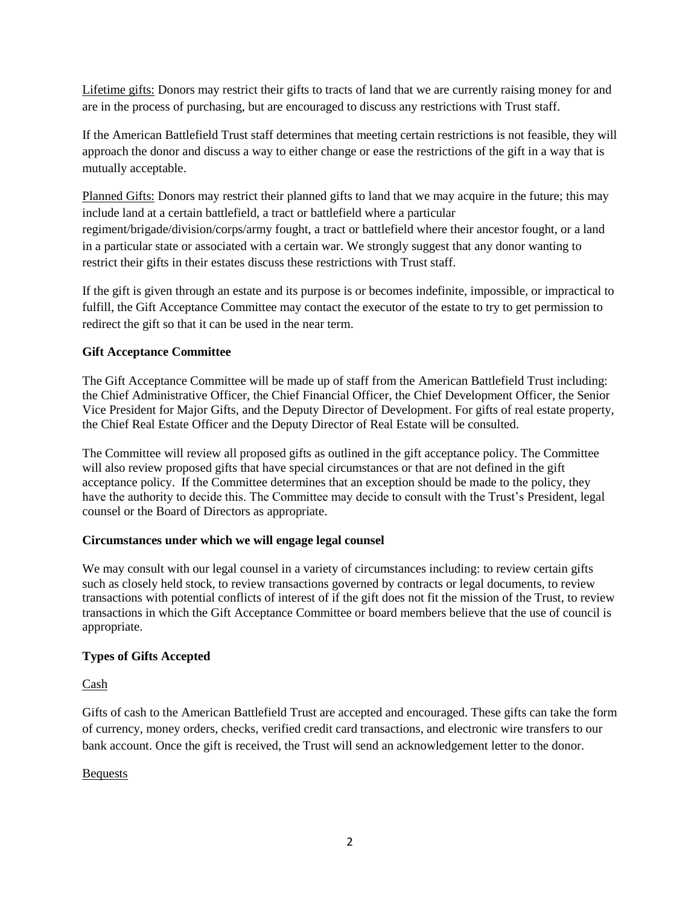Lifetime gifts: Donors may restrict their gifts to tracts of land that we are currently raising money for and are in the process of purchasing, but are encouraged to discuss any restrictions with Trust staff.

If the American Battlefield Trust staff determines that meeting certain restrictions is not feasible, they will approach the donor and discuss a way to either change or ease the restrictions of the gift in a way that is mutually acceptable.

Planned Gifts: Donors may restrict their planned gifts to land that we may acquire in the future; this may include land at a certain battlefield, a tract or battlefield where a particular regiment/brigade/division/corps/army fought, a tract or battlefield where their ancestor fought, or a land in a particular state or associated with a certain war. We strongly suggest that any donor wanting to restrict their gifts in their estates discuss these restrictions with Trust staff.

If the gift is given through an estate and its purpose is or becomes indefinite, impossible, or impractical to fulfill, the Gift Acceptance Committee may contact the executor of the estate to try to get permission to redirect the gift so that it can be used in the near term.

**Gift Acceptance Committee**

The Gift Acceptance Committee will be made up of staff from the American Battlefield Trust including: the Chief Administrative Officer, the Chief Financial Officer, the Chief Development Officer, the Senior Vice President for Major Gifts, and the Deputy Director of Development. For gifts of real estate property, the Chief Real Estate Officer and the Deputy Director of Real Estate will be consulted.

The Committee will review all proposed gifts as outlined in the gift acceptance policy. The Committee will also review proposed gifts that have special circumstances or that are not defined in the gift acceptance policy. If the Committee determines that an exception should be made to the policy, they have the authority to decide this. The Committee may decide to consult with the Trust's President, legal counsel or the Board of Directors as appropriate.

**Circumstances under which we will engage legal counsel**

We may consult with our legal counsel in a variety of circumstances including: to review certain gifts such as closely held stock, to review transactions governed by contracts or legal documents, to review transactions with potential conflicts of interest of if the gift does not fit the mission of the Trust, to review transactions in which the Gift Acceptance Committee or board members believe that the use of council is appropriate.

**Types of Gifts Accepted**

Cash

Gifts of cash to the American Battlefield Trust are accepted and encouraged. These gifts can take the form of currency, money orders, checks, verified credit card transactions, and electronic wire transfers to our bank account. Once the gift is received, the Trust will send an acknowledgement letter to the donor.

Bequests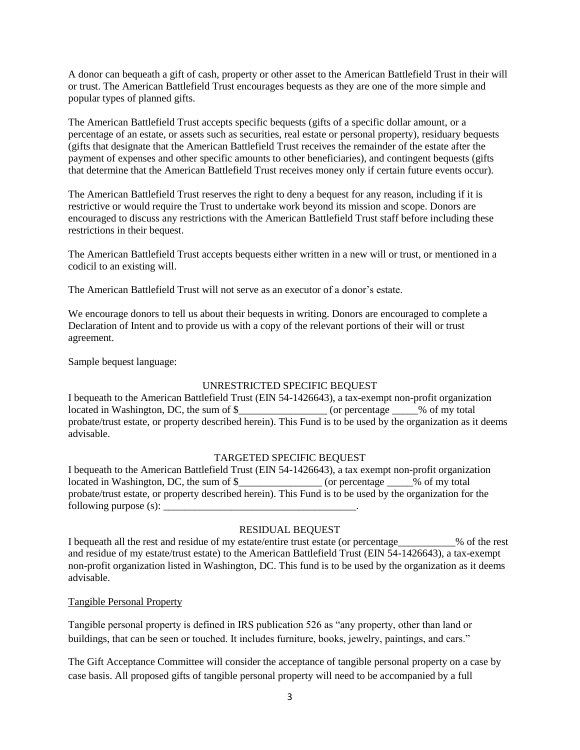A donor can bequeath a gift of cash, property or other asset to the American Battlefield Trust in their will or trust. The American Battlefield Trust encourages bequests as they are one of the more simple and popular types of planned gifts.

The American Battlefield Trust accepts specific bequests (gifts of a specific dollar amount, or a percentage of an estate, or assets such as securities, real estate or personal property), residuary bequests (gifts that designate that the American Battlefield Trust receives the remainder of the estate after the payment of expenses and other specific amounts to other beneficiaries), and contingent bequests (gifts that determine that the American Battlefield Trust receives money only if certain future events occur).

The American Battlefield Trust reserves the right to deny a bequest for any reason, including if it is restrictive or would require the Trust to undertake work beyond its mission and scope. Donors are encouraged to discuss any restrictions with the American Battlefield Trust staff before including these restrictions in their bequest.

The American Battlefield Trust accepts bequests either written in a new will or trust, or mentioned in a codicil to an existing will.

The American Battlefield Trust will not serve as an executor of a donor's estate.

We encourage donors to tell us about their bequests in writing. Donors are encouraged to complete a Declaration of Intent and to provide us with a copy of the relevant portions of their will or trust agreement.

Sample bequest language:

UNRESTRICTED SPECIFIC BEQUEST

I bequeath to the American Battlefield Trust (EIN 54-1426643), a tax-exempt non-profit organization located in Washington, DC, the sum of $_________________ (or percentage _____% of my total probate/trust estate, or property described herein). This Fund is to be used by the organization as it deems advisable.

TARGETED SPECIFIC BEQUEST

I bequeath to the American Battlefield Trust (EIN 54-1426643), a tax exempt non-profit organization located in Washington, DC, the sum of $________________ (or percentage _____% of my total probate/trust estate, or property described herein). This Fund is to be used by the organization for the following purpose (s): _____________________________________.

RESIDUAL BEQUEST

I bequeath all the rest and residue of my estate/entire trust estate (or percentage___________% of the rest and residue of my estate/trust estate) to the American Battlefield Trust (EIN 54-1426643), a tax-exempt non-profit organization listed in Washington, DC. This fund is to be used by the organization as it deems advisable.

Tangible Personal Property

Tangible personal property is defined in IRS publication 526 as "any property, other than land or buildings, that can be seen or touched. It includes furniture, books, jewelry, paintings, and cars."

The Gift Acceptance Committee will consider the acceptance of tangible personal property on a case by case basis. All proposed gifts of tangible personal property will need to be accompanied by a full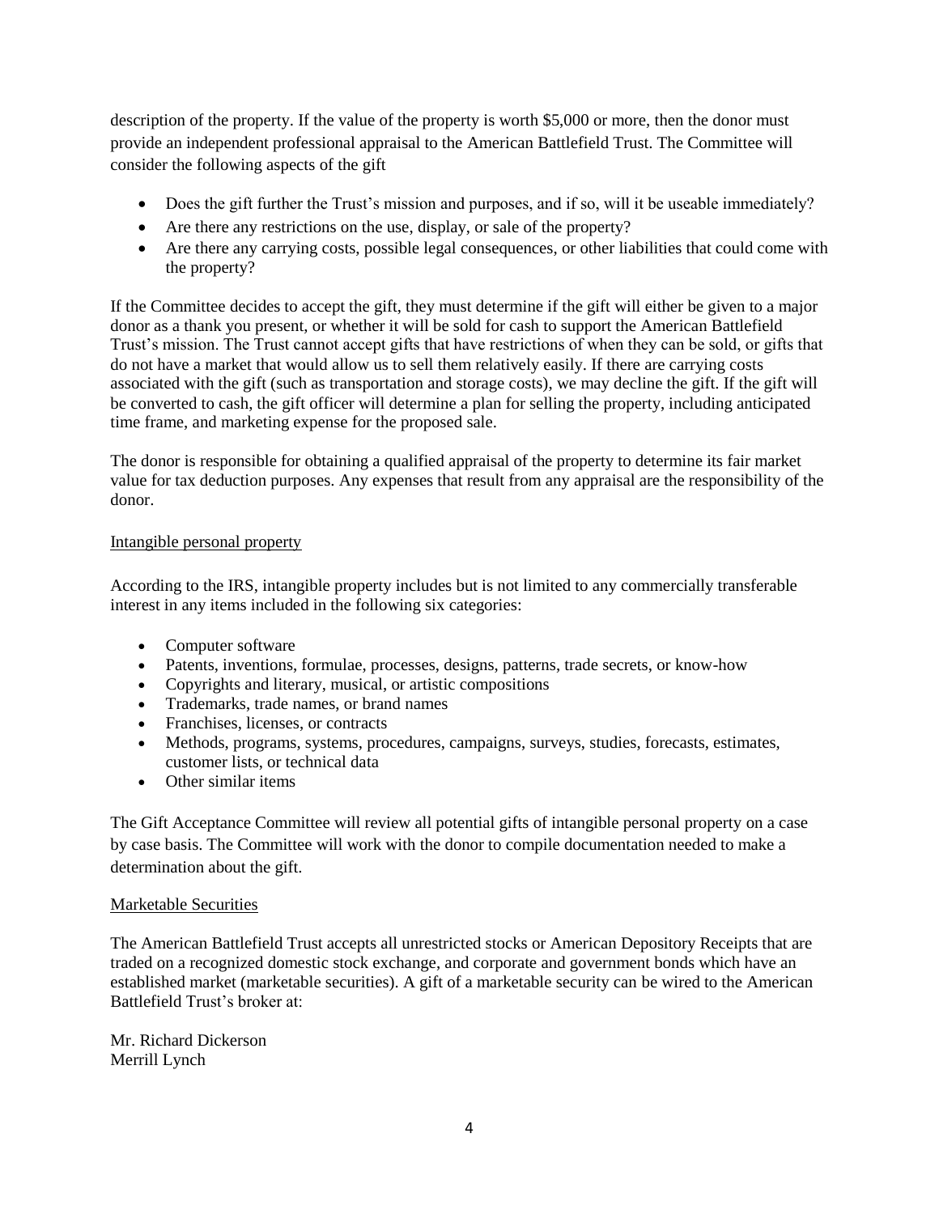description of the property. If the value of the property is worth $5,000 or more, then the donor must provide an independent professional appraisal to the American Battlefield Trust. The Committee will consider the following aspects of the gift

- Does the gift further the Trust's mission and purposes, and if so, will it be useable immediately?
- Are there any restrictions on the use, display, or sale of the property?
- Are there any carrying costs, possible legal consequences, or other liabilities that could come with the property?

If the Committee decides to accept the gift, they must determine if the gift will either be given to a major donor as a thank you present, or whether it will be sold for cash to support the American Battlefield Trust's mission. The Trust cannot accept gifts that have restrictions of when they can be sold, or gifts that do not have a market that would allow us to sell them relatively easily. If there are carrying costs associated with the gift (such as transportation and storage costs), we may decline the gift. If the gift will be converted to cash, the gift officer will determine a plan for selling the property, including anticipated time frame, and marketing expense for the proposed sale.

The donor is responsible for obtaining a qualified appraisal of the property to determine its fair market value for tax deduction purposes. Any expenses that result from any appraisal are the responsibility of the donor.

<u>Intangible personal property</u>

According to the IRS, intangible property includes but is not limited to any commercially transferable interest in any items included in the following six categories:

- Computer software
- Patents, inventions, formulae, processes, designs, patterns, trade secrets, or know-how
- Copyrights and literary, musical, or artistic compositions
- Trademarks, trade names, or brand names
- Franchises, licenses, or contracts
- Methods, programs, systems, procedures, campaigns, surveys, studies, forecasts, estimates, customer lists, or technical data
- Other similar items

The Gift Acceptance Committee will review all potential gifts of intangible personal property on a case by case basis. The Committee will work with the donor to compile documentation needed to make a determination about the gift.

<u>Marketable Securities</u>

The American Battlefield Trust accepts all unrestricted stocks or American Depository Receipts that are traded on a recognized domestic stock exchange, and corporate and government bonds which have an established market (marketable securities). A gift of a marketable security can be wired to the American Battlefield Trust's broker at:

Mr. Richard Dickerson
Merrill Lynch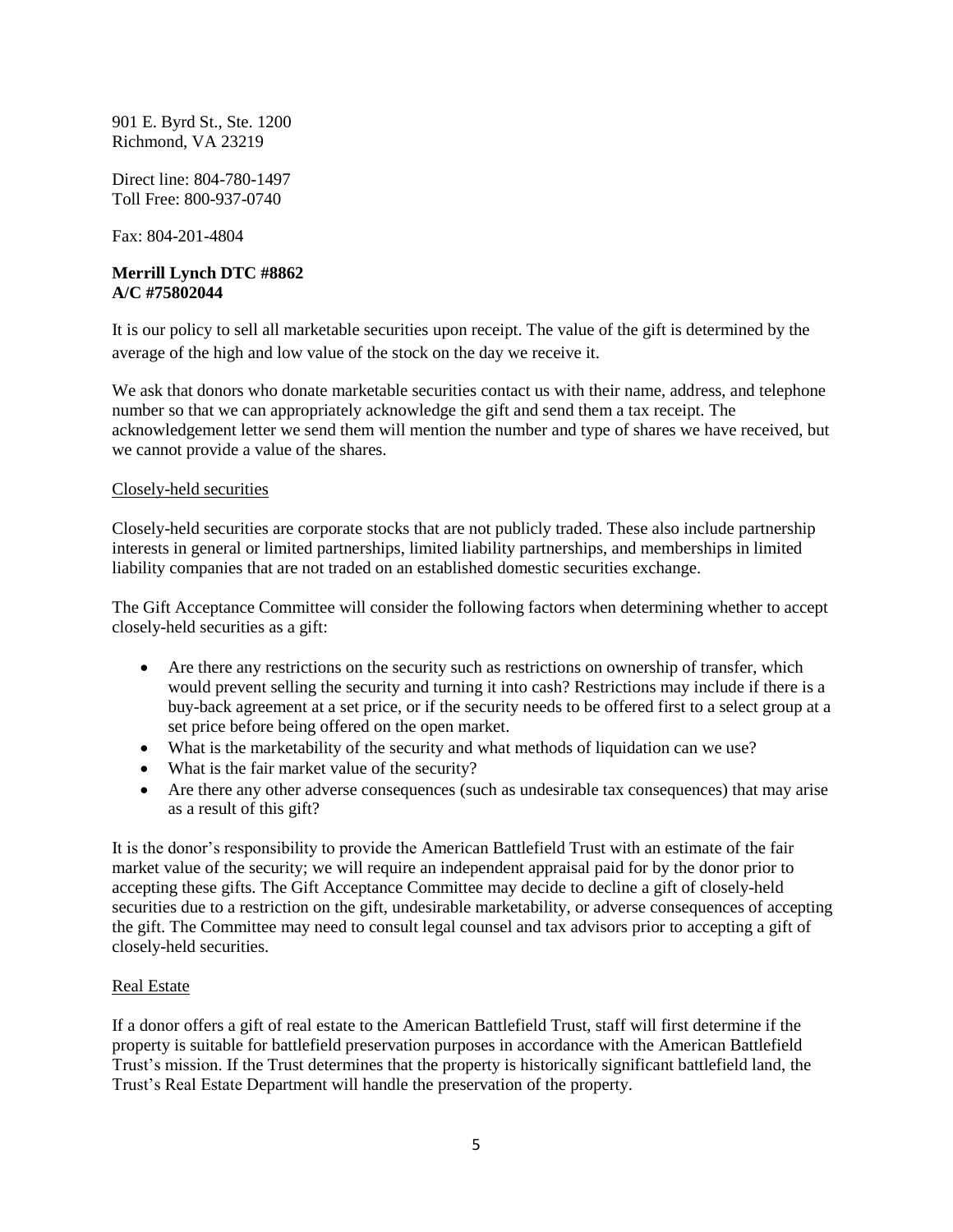901 E. Byrd St., Ste. 1200
Richmond, VA 23219

Direct line: 804-780-1497
Toll Free: 800-937-0740

Fax: 804-201-4804

**Merrill Lynch DTC #8862**
**A/C #75802044**

It is our policy to sell all marketable securities upon receipt. The value of the gift is determined by the average of the high and low value of the stock on the day we receive it.

We ask that donors who donate marketable securities contact us with their name, address, and telephone number so that we can appropriately acknowledge the gift and send them a tax receipt. The acknowledgement letter we send them will mention the number and type of shares we have received, but we cannot provide a value of the shares.

Closely-held securities

Closely-held securities are corporate stocks that are not publicly traded. These also include partnership interests in general or limited partnerships, limited liability partnerships, and memberships in limited liability companies that are not traded on an established domestic securities exchange.

The Gift Acceptance Committee will consider the following factors when determining whether to accept closely-held securities as a gift:

- Are there any restrictions on the security such as restrictions on ownership of transfer, which would prevent selling the security and turning it into cash? Restrictions may include if there is a buy-back agreement at a set price, or if the security needs to be offered first to a select group at a set price before being offered on the open market.
- What is the marketability of the security and what methods of liquidation can we use?
- What is the fair market value of the security?
- Are there any other adverse consequences (such as undesirable tax consequences) that may arise as a result of this gift?

It is the donor's responsibility to provide the American Battlefield Trust with an estimate of the fair market value of the security; we will require an independent appraisal paid for by the donor prior to accepting these gifts. The Gift Acceptance Committee may decide to decline a gift of closely-held securities due to a restriction on the gift, undesirable marketability, or adverse consequences of accepting the gift. The Committee may need to consult legal counsel and tax advisors prior to accepting a gift of closely-held securities.

Real Estate

If a donor offers a gift of real estate to the American Battlefield Trust, staff will first determine if the property is suitable for battlefield preservation purposes in accordance with the American Battlefield Trust's mission. If the Trust determines that the property is historically significant battlefield land, the Trust's Real Estate Department will handle the preservation of the property.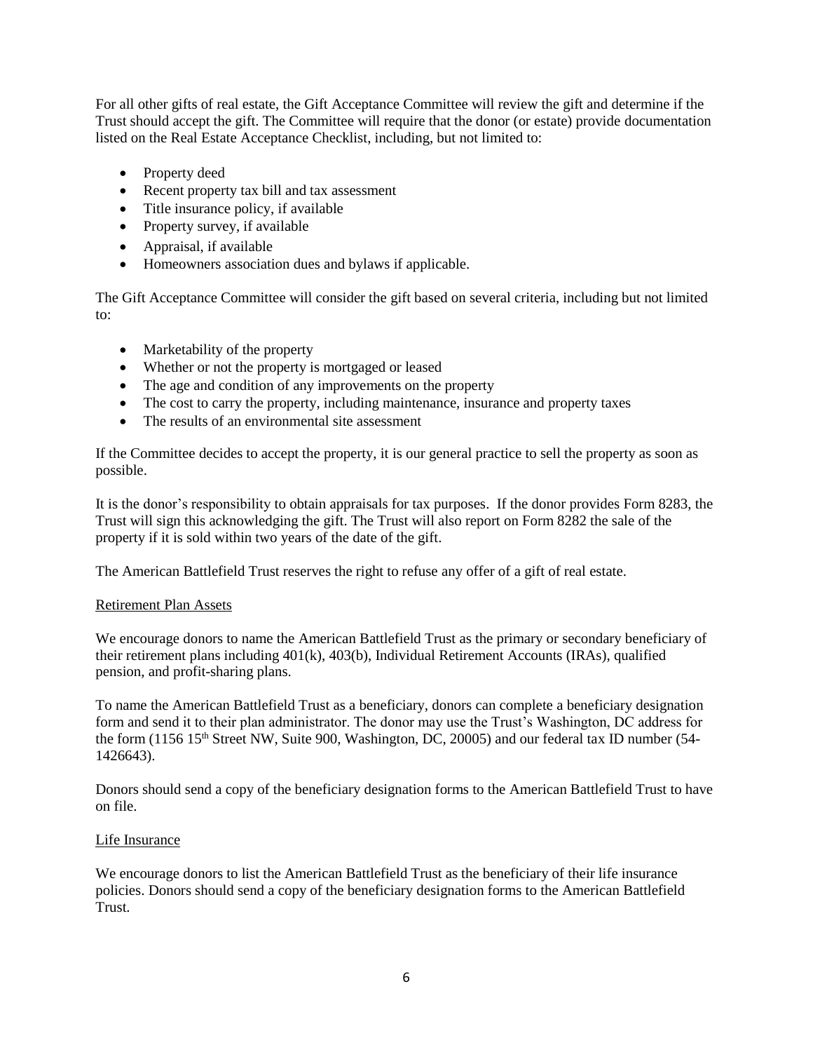For all other gifts of real estate, the Gift Acceptance Committee will review the gift and determine if the Trust should accept the gift. The Committee will require that the donor (or estate) provide documentation listed on the Real Estate Acceptance Checklist, including, but not limited to:

- Property deed
- Recent property tax bill and tax assessment
- Title insurance policy, if available
- Property survey, if available
- Appraisal, if available
- Homeowners association dues and bylaws if applicable.

The Gift Acceptance Committee will consider the gift based on several criteria, including but not limited to:

- Marketability of the property
- Whether or not the property is mortgaged or leased
- The age and condition of any improvements on the property
- The cost to carry the property, including maintenance, insurance and property taxes
- The results of an environmental site assessment

If the Committee decides to accept the property, it is our general practice to sell the property as soon as possible.

It is the donor's responsibility to obtain appraisals for tax purposes. If the donor provides Form 8283, the Trust will sign this acknowledging the gift. The Trust will also report on Form 8282 the sale of the property if it is sold within two years of the date of the gift.

The American Battlefield Trust reserves the right to refuse any offer of a gift of real estate.

### Retirement Plan Assets

We encourage donors to name the American Battlefield Trust as the primary or secondary beneficiary of their retirement plans including 401(k), 403(b), Individual Retirement Accounts (IRAs), qualified pension, and profit-sharing plans.

To name the American Battlefield Trust as a beneficiary, donors can complete a beneficiary designation form and send it to their plan administrator. The donor may use the Trust's Washington, DC address for the form (1156 15th Street NW, Suite 900, Washington, DC, 20005) and our federal tax ID number (54-1426643).

Donors should send a copy of the beneficiary designation forms to the American Battlefield Trust to have on file.

### Life Insurance

We encourage donors to list the American Battlefield Trust as the beneficiary of their life insurance policies. Donors should send a copy of the beneficiary designation forms to the American Battlefield Trust.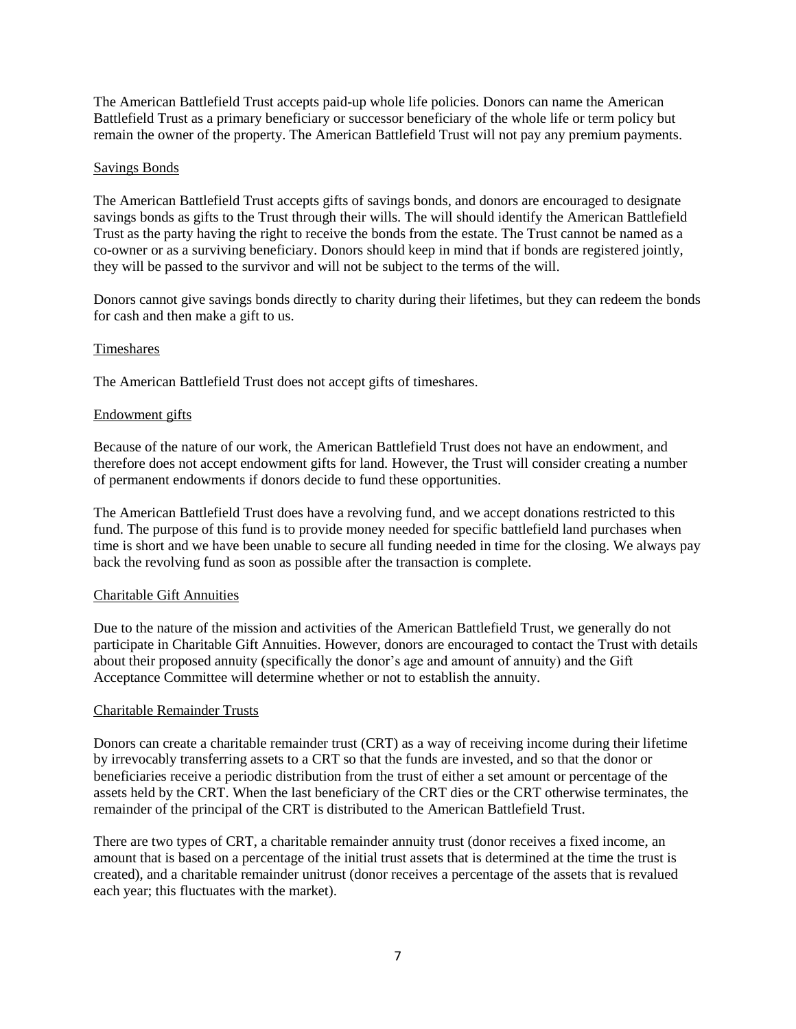The American Battlefield Trust accepts paid-up whole life policies. Donors can name the American Battlefield Trust as a primary beneficiary or successor beneficiary of the whole life or term policy but remain the owner of the property. The American Battlefield Trust will not pay any premium payments.

### Savings Bonds

The American Battlefield Trust accepts gifts of savings bonds, and donors are encouraged to designate savings bonds as gifts to the Trust through their wills. The will should identify the American Battlefield Trust as the party having the right to receive the bonds from the estate. The Trust cannot be named as a co-owner or as a surviving beneficiary. Donors should keep in mind that if bonds are registered jointly, they will be passed to the survivor and will not be subject to the terms of the will.

Donors cannot give savings bonds directly to charity during their lifetimes, but they can redeem the bonds for cash and then make a gift to us.

### Timeshares

The American Battlefield Trust does not accept gifts of timeshares.

### Endowment gifts

Because of the nature of our work, the American Battlefield Trust does not have an endowment, and therefore does not accept endowment gifts for land. However, the Trust will consider creating a number of permanent endowments if donors decide to fund these opportunities.

The American Battlefield Trust does have a revolving fund, and we accept donations restricted to this fund. The purpose of this fund is to provide money needed for specific battlefield land purchases when time is short and we have been unable to secure all funding needed in time for the closing. We always pay back the revolving fund as soon as possible after the transaction is complete.

### Charitable Gift Annuities

Due to the nature of the mission and activities of the American Battlefield Trust, we generally do not participate in Charitable Gift Annuities. However, donors are encouraged to contact the Trust with details about their proposed annuity (specifically the donor's age and amount of annuity) and the Gift Acceptance Committee will determine whether or not to establish the annuity.

### Charitable Remainder Trusts

Donors can create a charitable remainder trust (CRT) as a way of receiving income during their lifetime by irrevocably transferring assets to a CRT so that the funds are invested, and so that the donor or beneficiaries receive a periodic distribution from the trust of either a set amount or percentage of the assets held by the CRT. When the last beneficiary of the CRT dies or the CRT otherwise terminates, the remainder of the principal of the CRT is distributed to the American Battlefield Trust.

There are two types of CRT, a charitable remainder annuity trust (donor receives a fixed income, an amount that is based on a percentage of the initial trust assets that is determined at the time the trust is created), and a charitable remainder unitrust (donor receives a percentage of the assets that is revalued each year; this fluctuates with the market).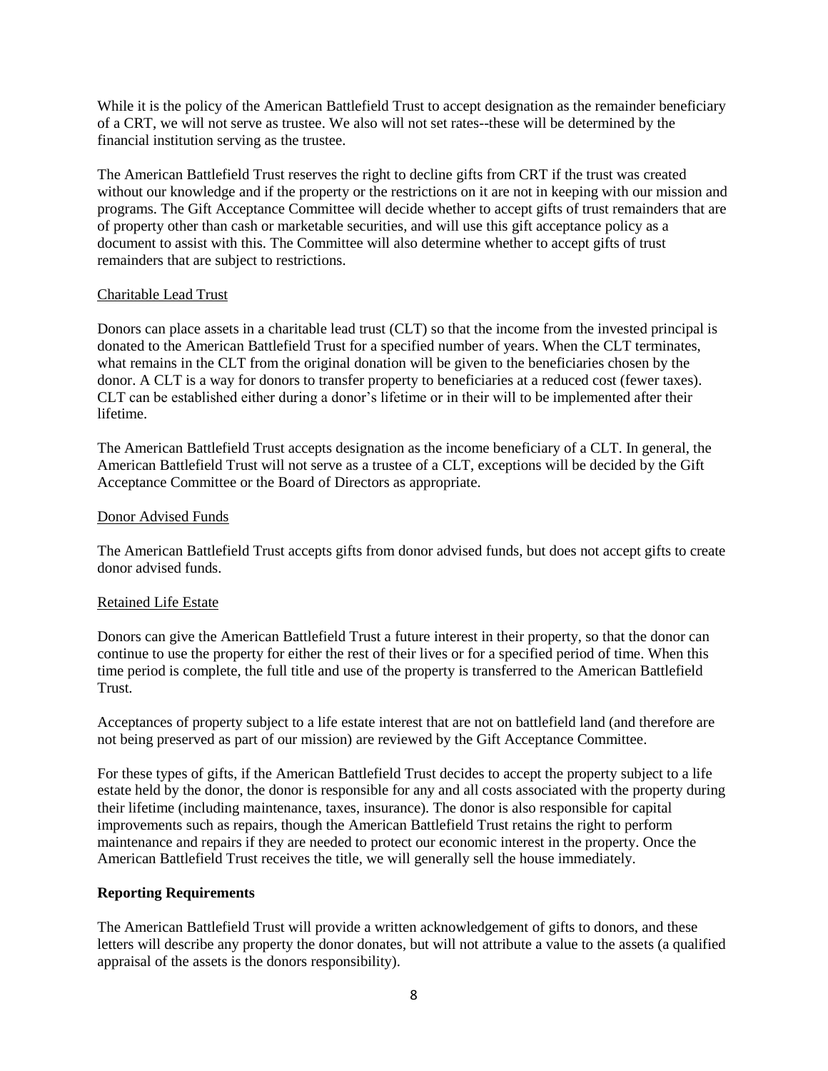While it is the policy of the American Battlefield Trust to accept designation as the remainder beneficiary of a CRT, we will not serve as trustee. We also will not set rates--these will be determined by the financial institution serving as the trustee.

The American Battlefield Trust reserves the right to decline gifts from CRT if the trust was created without our knowledge and if the property or the restrictions on it are not in keeping with our mission and programs. The Gift Acceptance Committee will decide whether to accept gifts of trust remainders that are of property other than cash or marketable securities, and will use this gift acceptance policy as a document to assist with this. The Committee will also determine whether to accept gifts of trust remainders that are subject to restrictions.

<u>Charitable Lead Trust</u>

Donors can place assets in a charitable lead trust (CLT) so that the income from the invested principal is donated to the American Battlefield Trust for a specified number of years. When the CLT terminates, what remains in the CLT from the original donation will be given to the beneficiaries chosen by the donor. A CLT is a way for donors to transfer property to beneficiaries at a reduced cost (fewer taxes). CLT can be established either during a donor's lifetime or in their will to be implemented after their lifetime.

The American Battlefield Trust accepts designation as the income beneficiary of a CLT. In general, the American Battlefield Trust will not serve as a trustee of a CLT, exceptions will be decided by the Gift Acceptance Committee or the Board of Directors as appropriate.

<u>Donor Advised Funds</u>

The American Battlefield Trust accepts gifts from donor advised funds, but does not accept gifts to create donor advised funds.

<u>Retained Life Estate</u>

Donors can give the American Battlefield Trust a future interest in their property, so that the donor can continue to use the property for either the rest of their lives or for a specified period of time. When this time period is complete, the full title and use of the property is transferred to the American Battlefield Trust.

Acceptances of property subject to a life estate interest that are not on battlefield land (and therefore are not being preserved as part of our mission) are reviewed by the Gift Acceptance Committee.

For these types of gifts, if the American Battlefield Trust decides to accept the property subject to a life estate held by the donor, the donor is responsible for any and all costs associated with the property during their lifetime (including maintenance, taxes, insurance). The donor is also responsible for capital improvements such as repairs, though the American Battlefield Trust retains the right to perform maintenance and repairs if they are needed to protect our economic interest in the property. Once the American Battlefield Trust receives the title, we will generally sell the house immediately.

**Reporting Requirements**

The American Battlefield Trust will provide a written acknowledgement of gifts to donors, and these letters will describe any property the donor donates, but will not attribute a value to the assets (a qualified appraisal of the assets is the donors responsibility).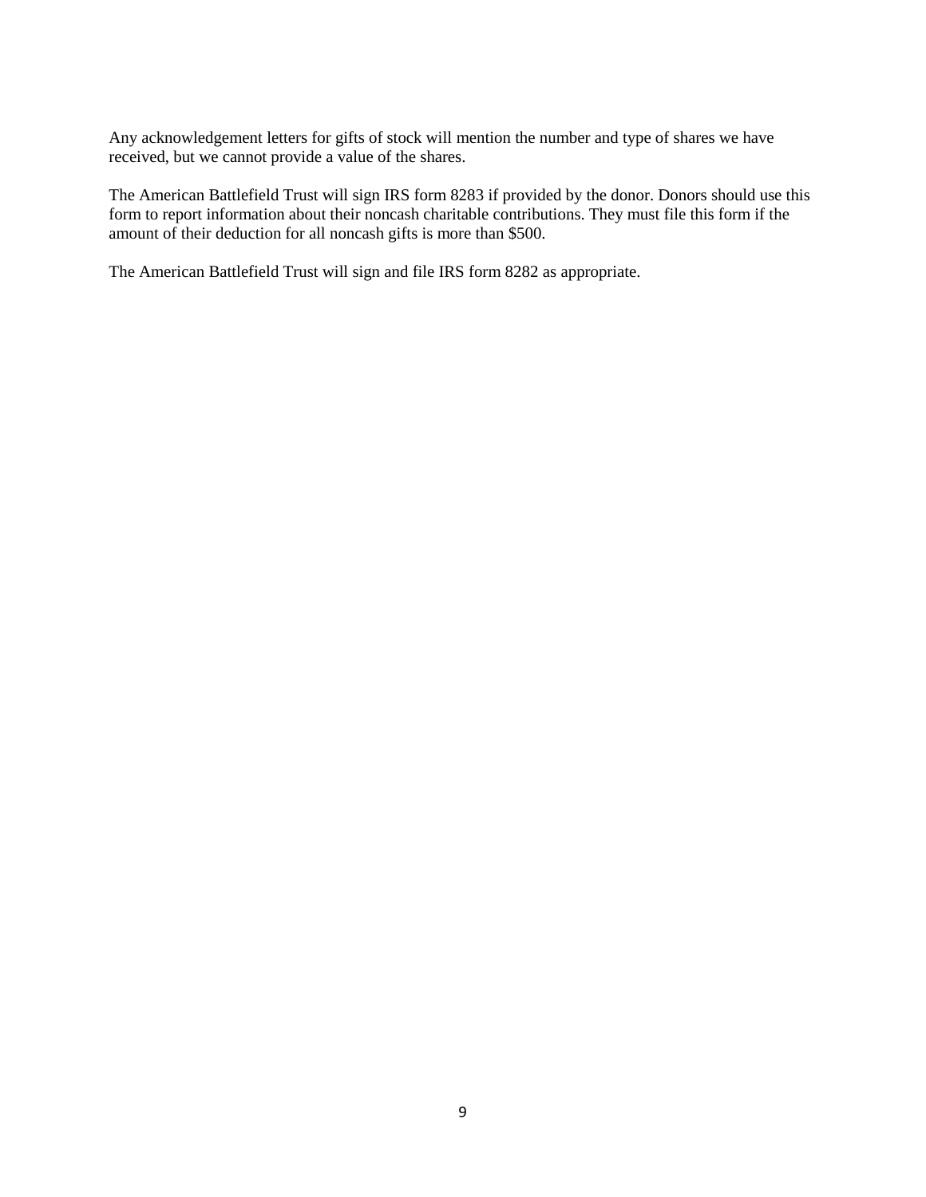Any acknowledgement letters for gifts of stock will mention the number and type of shares we have received, but we cannot provide a value of the shares.

The American Battlefield Trust will sign IRS form 8283 if provided by the donor. Donors should use this form to report information about their noncash charitable contributions. They must file this form if the amount of their deduction for all noncash gifts is more than $500.

The American Battlefield Trust will sign and file IRS form 8282 as appropriate.